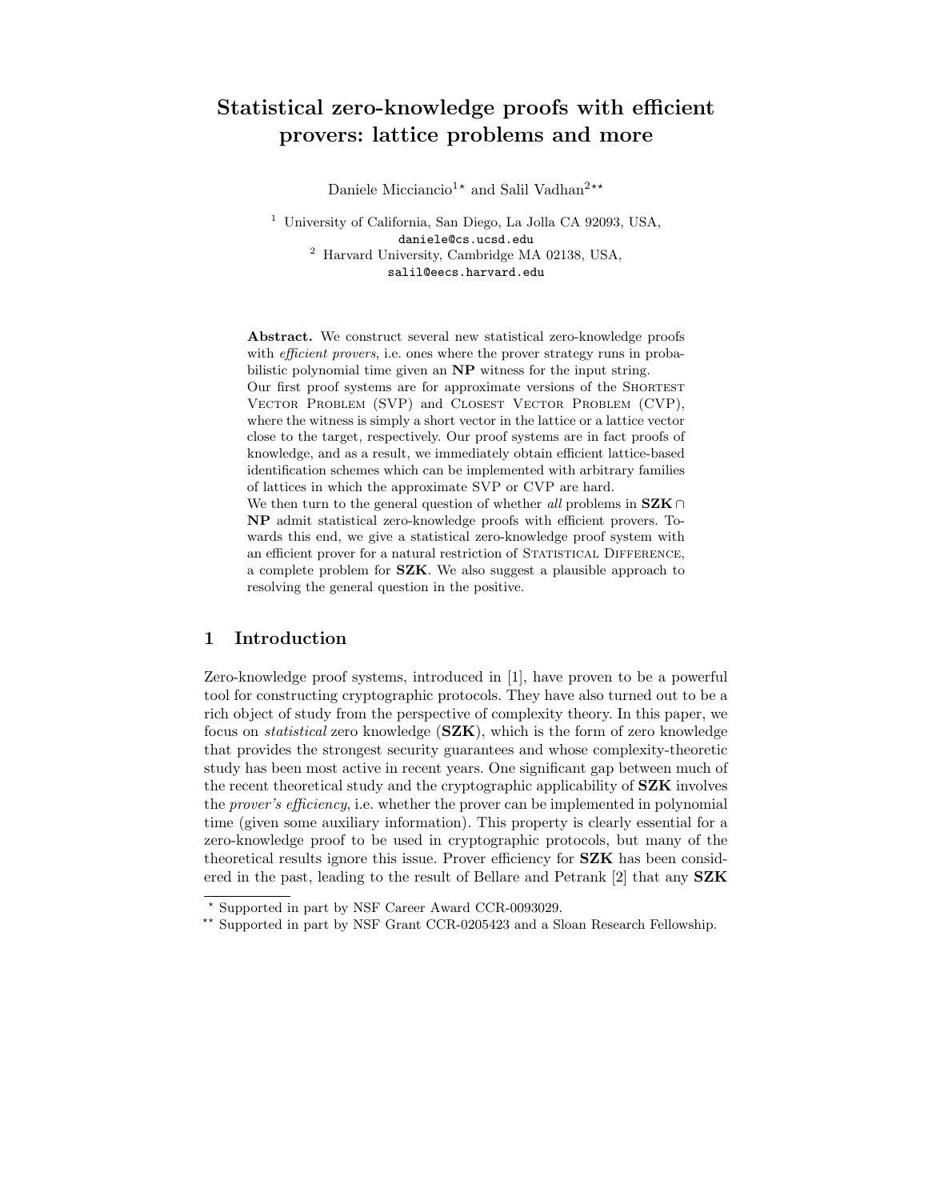# Statistical zero-knowledge proofs with efficient provers: lattice problems and more

Daniele Micciancio[1*] and Salil Vadhan[2**]

[1] University of California, San Diego, La Jolla CA 92093, USA,
daniele@cs.ucsd.edu

[2] Harvard University, Cambridge MA 02138, USA,
salil@eecs.harvard.edu

**Abstract.** We construct several new statistical zero-knowledge proofs with *efficient provers*, i.e. ones where the prover strategy runs in probabilistic polynomial time given an **NP** witness for the input string.
Our first proof systems are for approximate versions of the SHORTEST VECTOR PROBLEM (SVP) and CLOSEST VECTOR PROBLEM (CVP), where the witness is simply a short vector in the lattice or a lattice vector close to the target, respectively. Our proof systems are in fact proofs of knowledge, and as a result, we immediately obtain efficient lattice-based identification schemes which can be implemented with arbitrary families of lattices in which the approximate SVP or CVP are hard.
We then turn to the general question of whether *all* problems in **SZK** ∩ **NP** admit statistical zero-knowledge proofs with efficient provers. Towards this end, we give a statistical zero-knowledge proof system with an efficient prover for a natural restriction of STATISTICAL DIFFERENCE, a complete problem for **SZK**. We also suggest a plausible approach to resolving the general question in the positive.

## 1 Introduction

Zero-knowledge proof systems, introduced in [1], have proven to be a powerful tool for constructing cryptographic protocols. They have also turned out to be a rich object of study from the perspective of complexity theory. In this paper, we focus on *statistical* zero knowledge (**SZK**), which is the form of zero knowledge that provides the strongest security guarantees and whose complexity-theoretic study has been most active in recent years. One significant gap between much of the recent theoretical study and the cryptographic applicability of **SZK** involves the *prover's efficiency*, i.e. whether the prover can be implemented in polynomial time (given some auxiliary information). This property is clearly essential for a zero-knowledge proof to be used in cryptographic protocols, but many of the theoretical results ignore this issue. Prover efficiency for **SZK** has been considered in the past, leading to the result of Bellare and Petrank [2] that any **SZK**

---

* Supported in part by NSF Career Award CCR-0093029.

** Supported in part by NSF Grant CCR-0205423 and a Sloan Research Fellowship.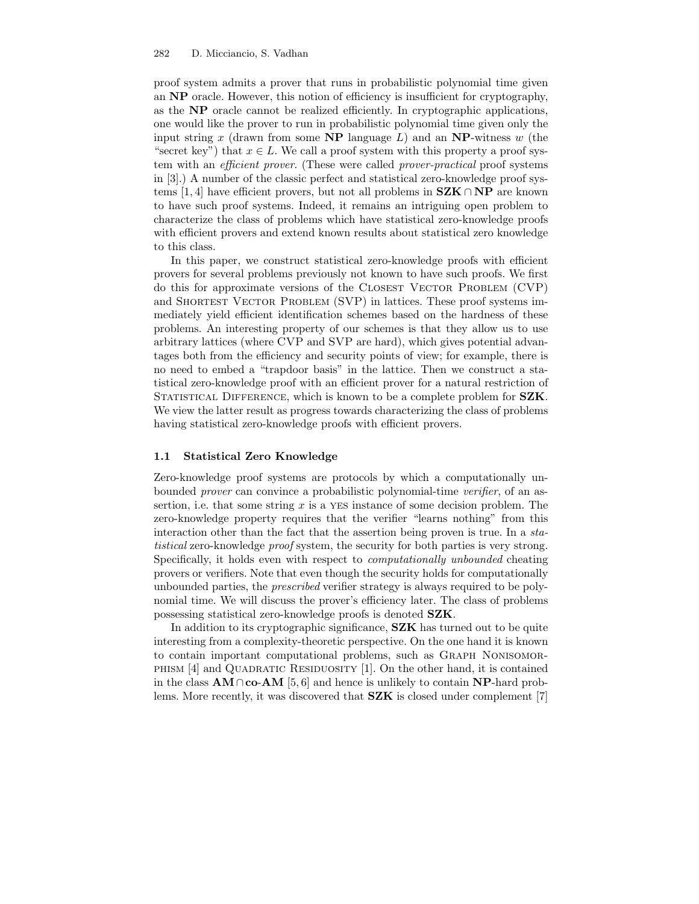proof system admits a prover that runs in probabilistic polynomial time given an **NP** oracle. However, this notion of efficiency is insufficient for cryptography, as the **NP** oracle cannot be realized efficiently. In cryptographic applications, one would like the prover to run in probabilistic polynomial time given only the input string $x$ (drawn from some **NP** language $L$) and an **NP**-witness $w$ (the "secret key") that $x \in L$. We call a proof system with this property a proof system with an *efficient prover*. (These were called *prover-practical* proof systems in [3].) A number of the classic perfect and statistical zero-knowledge proof systems [1, 4] have efficient provers, but not all problems in $\mathbf{SZK} \cap \mathbf{NP}$ are known to have such proof systems. Indeed, it remains an intriguing open problem to characterize the class of problems which have statistical zero-knowledge proofs with efficient provers and extend known results about statistical zero knowledge to this class.

In this paper, we construct statistical zero-knowledge proofs with efficient provers for several problems previously not known to have such proofs. We first do this for approximate versions of the CLOSEST VECTOR PROBLEM (CVP) and SHORTEST VECTOR PROBLEM (SVP) in lattices. These proof systems immediately yield efficient identification schemes based on the hardness of these problems. An interesting property of our schemes is that they allow us to use arbitrary lattices (where CVP and SVP are hard), which gives potential advantages both from the efficiency and security points of view; for example, there is no need to embed a "trapdoor basis" in the lattice. Then we construct a statistical zero-knowledge proof with an efficient prover for a natural restriction of STATISTICAL DIFFERENCE, which is known to be a complete problem for **SZK**. We view the latter result as progress towards characterizing the class of problems having statistical zero-knowledge proofs with efficient provers.

### 1.1 Statistical Zero Knowledge

Zero-knowledge proof systems are protocols by which a computationally unbounded *prover* can convince a probabilistic polynomial-time *verifier*, of an assertion, i.e. that some string $x$ is a YES instance of some decision problem. The zero-knowledge property requires that the verifier "learns nothing" from this interaction other than the fact that the assertion being proven is true. In a *statistical* zero-knowledge *proof* system, the security for both parties is very strong. Specifically, it holds even with respect to *computationally unbounded* cheating provers or verifiers. Note that even though the security holds for computationally unbounded parties, the *prescribed* verifier strategy is always required to be polynomial time. We will discuss the prover's efficiency later. The class of problems possessing statistical zero-knowledge proofs is denoted **SZK**.

In addition to its cryptographic significance, **SZK** has turned out to be quite interesting from a complexity-theoretic perspective. On the one hand it is known to contain important computational problems, such as GRAPH NONISOMORPHISM [4] and QUADRATIC RESIDUOSITY [1]. On the other hand, it is contained in the class $\mathbf{AM} \cap \mathbf{co}\text{-}\mathbf{AM}$ [5, 6] and hence is unlikely to contain **NP**-hard problems. More recently, it was discovered that **SZK** is closed under complement [7]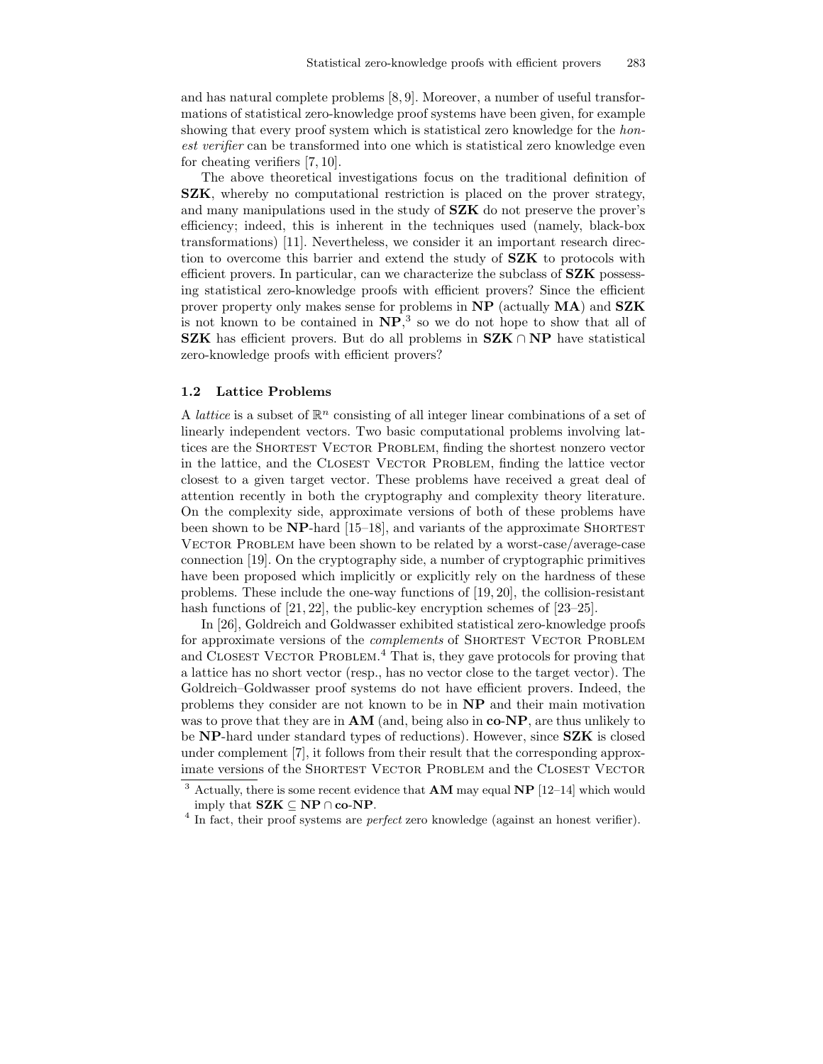and has natural complete problems [8, 9]. Moreover, a number of useful transformations of statistical zero-knowledge proof systems have been given, for example showing that every proof system which is statistical zero knowledge for the *honest verifier* can be transformed into one which is statistical zero knowledge even for cheating verifiers [7, 10].

The above theoretical investigations focus on the traditional definition of **SZK**, whereby no computational restriction is placed on the prover strategy, and many manipulations used in the study of **SZK** do not preserve the prover's efficiency; indeed, this is inherent in the techniques used (namely, black-box transformations) [11]. Nevertheless, we consider it an important research direction to overcome this barrier and extend the study of **SZK** to protocols with efficient provers. In particular, can we characterize the subclass of **SZK** possessing statistical zero-knowledge proofs with efficient provers? Since the efficient prover property only makes sense for problems in **NP** (actually **MA**) and **SZK** is not known to be contained in **NP**,[3] so we do not hope to show that all of **SZK** has efficient provers. But do all problems in $\mathbf{SZK} \cap \mathbf{NP}$ have statistical zero-knowledge proofs with efficient provers?

### 1.2 Lattice Problems

A *lattice* is a subset of $\mathbb{R}^n$ consisting of all integer linear combinations of a set of linearly independent vectors. Two basic computational problems involving lattices are the Shortest Vector Problem, finding the shortest nonzero vector in the lattice, and the Closest Vector Problem, finding the lattice vector closest to a given target vector. These problems have received a great deal of attention recently in both the cryptography and complexity theory literature. On the complexity side, approximate versions of both of these problems have been shown to be **NP**-hard [15–18], and variants of the approximate Shortest Vector Problem have been shown to be related by a worst-case/average-case connection [19]. On the cryptography side, a number of cryptographic primitives have been proposed which implicitly or explicitly rely on the hardness of these problems. These include the one-way functions of [19, 20], the collision-resistant hash functions of [21, 22], the public-key encryption schemes of [23–25].

In [26], Goldreich and Goldwasser exhibited statistical zero-knowledge proofs for approximate versions of the *complements* of Shortest Vector Problem and Closest Vector Problem.[4] That is, they gave protocols for proving that a lattice has no short vector (resp., has no vector close to the target vector). The Goldreich–Goldwasser proof systems do not have efficient provers. Indeed, the problems they consider are not known to be in **NP** and their main motivation was to prove that they are in **AM** (and, being also in **co-NP**, are thus unlikely to be **NP**-hard under standard types of reductions). However, since **SZK** is closed under complement [7], it follows from their result that the corresponding approximate versions of the Shortest Vector Problem and the Closest Vector

---

[3] Actually, there is some recent evidence that **AM** may equal **NP** [12–14] which would imply that $\mathbf{SZK} \subseteq \mathbf{NP} \cap \mathbf{co\text{-}NP}$.

[4] In fact, their proof systems are *perfect* zero knowledge (against an honest verifier).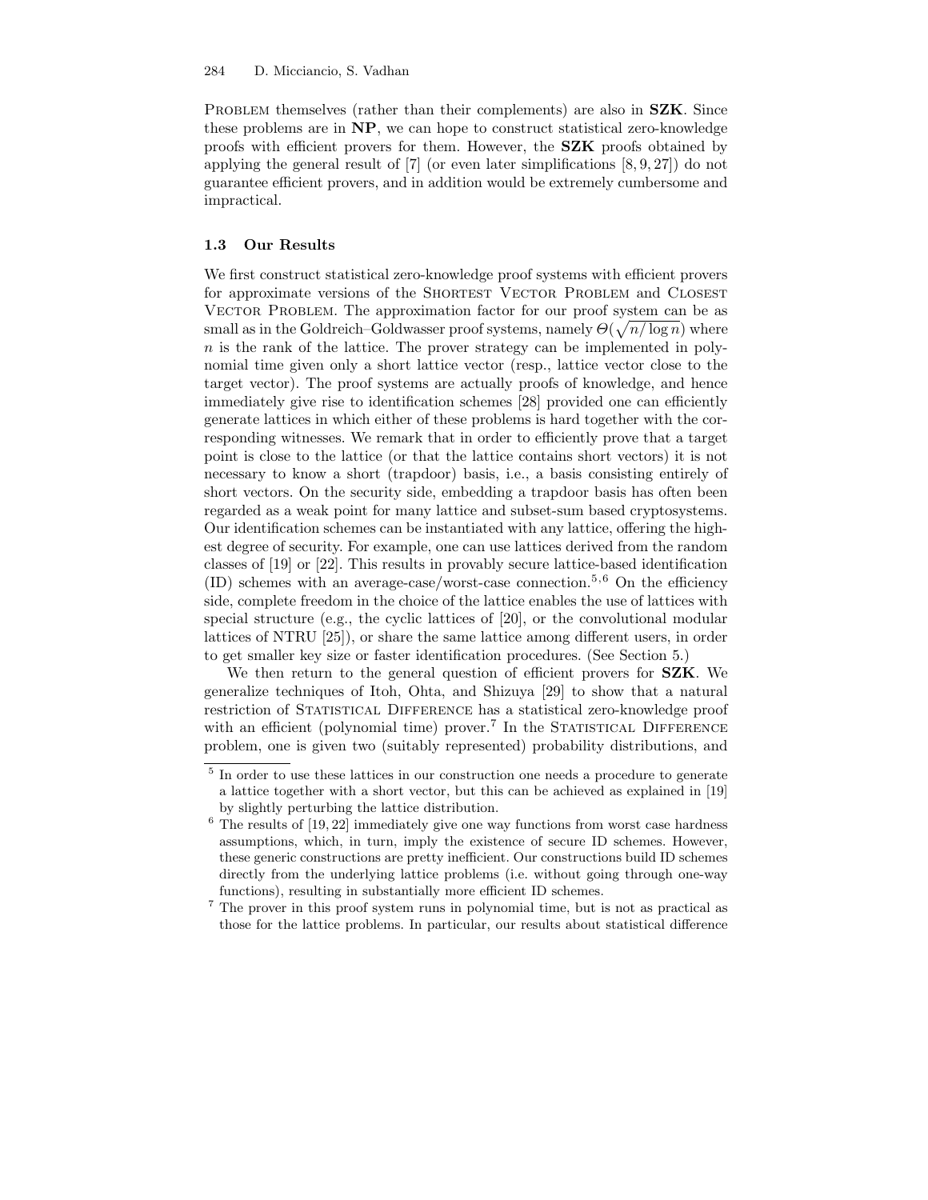Problem themselves (rather than their complements) are also in **SZK**. Since these problems are in **NP**, we can hope to construct statistical zero-knowledge proofs with efficient provers for them. However, the **SZK** proofs obtained by applying the general result of [7] (or even later simplifications [8, 9, 27]) do not guarantee efficient provers, and in addition would be extremely cumbersome and impractical.

### 1.3 Our Results

We first construct statistical zero-knowledge proof systems with efficient provers for approximate versions of the Shortest Vector Problem and Closest Vector Problem. The approximation factor for our proof system can be as small as in the Goldreich–Goldwasser proof systems, namely $\Theta(\sqrt{n/\log n})$ where $n$ is the rank of the lattice. The prover strategy can be implemented in polynomial time given only a short lattice vector (resp., lattice vector close to the target vector). The proof systems are actually proofs of knowledge, and hence immediately give rise to identification schemes [28] provided one can efficiently generate lattices in which either of these problems is hard together with the corresponding witnesses. We remark that in order to efficiently prove that a target point is close to the lattice (or that the lattice contains short vectors) it is not necessary to know a short (trapdoor) basis, i.e., a basis consisting entirely of short vectors. On the security side, embedding a trapdoor basis has often been regarded as a weak point for many lattice and subset-sum based cryptosystems. Our identification schemes can be instantiated with any lattice, offering the highest degree of security. For example, one can use lattices derived from the random classes of [19] or [22]. This results in provably secure lattice-based identification (ID) schemes with an average-case/worst-case connection.[5,6] On the efficiency side, complete freedom in the choice of the lattice enables the use of lattices with special structure (e.g., the cyclic lattices of [20], or the convolutional modular lattices of NTRU [25]), or share the same lattice among different users, in order to get smaller key size or faster identification procedures. (See Section 5.)

We then return to the general question of efficient provers for **SZK**. We generalize techniques of Itoh, Ohta, and Shizuya [29] to show that a natural restriction of Statistical Difference has a statistical zero-knowledge proof with an efficient (polynomial time) prover.[7] In the Statistical Difference problem, one is given two (suitably represented) probability distributions, and

---

[5] In order to use these lattices in our construction one needs a procedure to generate a lattice together with a short vector, but this can be achieved as explained in [19] by slightly perturbing the lattice distribution.

[6] The results of [19, 22] immediately give one way functions from worst case hardness assumptions, which, in turn, imply the existence of secure ID schemes. However, these generic constructions are pretty inefficient. Our constructions build ID schemes directly from the underlying lattice problems (i.e. without going through one-way functions), resulting in substantially more efficient ID schemes.

[7] The prover in this proof system runs in polynomial time, but is not as practical as those for the lattice problems. In particular, our results about statistical difference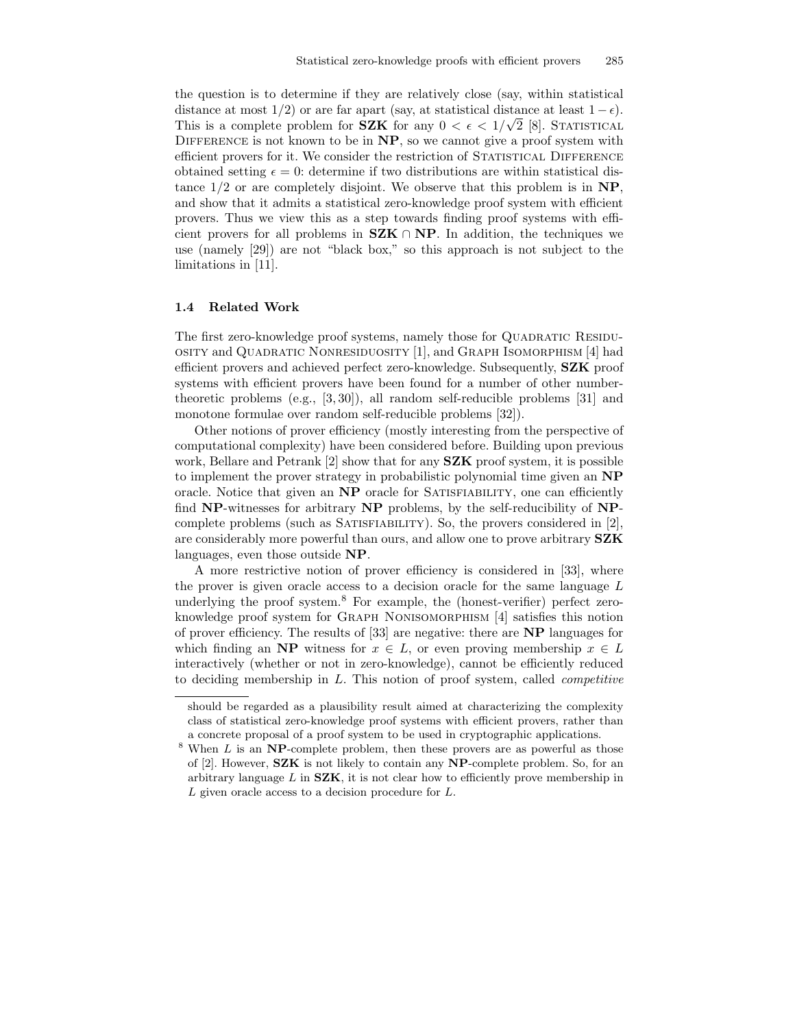the question is to determine if they are relatively close (say, within statistical distance at most $1/2$) or are far apart (say, at statistical distance at least $1-\epsilon$). This is a complete problem for **SZK** for any $0 < \epsilon < 1/\sqrt{2}$ [8]. Statistical Difference is not known to be in **NP**, so we cannot give a proof system with efficient provers for it. We consider the restriction of Statistical Difference obtained setting $\epsilon = 0$: determine if two distributions are within statistical distance $1/2$ or are completely disjoint. We observe that this problem is in **NP**, and show that it admits a statistical zero-knowledge proof system with efficient provers. Thus we view this as a step towards finding proof systems with efficient provers for all problems in **SZK** $\cap$ **NP**. In addition, the techniques we use (namely [29]) are not "black box," so this approach is not subject to the limitations in [11].

### 1.4 Related Work

The first zero-knowledge proof systems, namely those for Quadratic Residuosity and Quadratic Nonresiduosity [1], and Graph Isomorphism [4] had efficient provers and achieved perfect zero-knowledge. Subsequently, **SZK** proof systems with efficient provers have been found for a number of other number-theoretic problems (e.g., [3, 30]), all random self-reducible problems [31] and monotone formulae over random self-reducible problems [32]).

Other notions of prover efficiency (mostly interesting from the perspective of computational complexity) have been considered before. Building upon previous work, Bellare and Petrank [2] show that for any **SZK** proof system, it is possible to implement the prover strategy in probabilistic polynomial time given an **NP** oracle. Notice that given an **NP** oracle for Satisfiability, one can efficiently find **NP**-witnesses for arbitrary **NP** problems, by the self-reducibility of **NP**-complete problems (such as Satisfiability). So, the provers considered in [2], are considerably more powerful than ours, and allow one to prove arbitrary **SZK** languages, even those outside **NP**.

A more restrictive notion of prover efficiency is considered in [33], where the prover is given oracle access to a decision oracle for the same language $L$ underlying the proof system.[8] For example, the (honest-verifier) perfect zero-knowledge proof system for Graph Nonisomorphism [4] satisfies this notion of prover efficiency. The results of [33] are negative: there are **NP** languages for which finding an **NP** witness for $x \in L$, or even proving membership $x \in L$ interactively (whether or not in zero-knowledge), cannot be efficiently reduced to deciding membership in $L$. This notion of proof system, called *competitive*

should be regarded as a plausibility result aimed at characterizing the complexity class of statistical zero-knowledge proof systems with efficient provers, rather than a concrete proposal of a proof system to be used in cryptographic applications.

[8] When $L$ is an **NP**-complete problem, then these provers are as powerful as those of [2]. However, **SZK** is not likely to contain any **NP**-complete problem. So, for an arbitrary language $L$ in **SZK**, it is not clear how to efficiently prove membership in $L$ given oracle access to a decision procedure for $L$.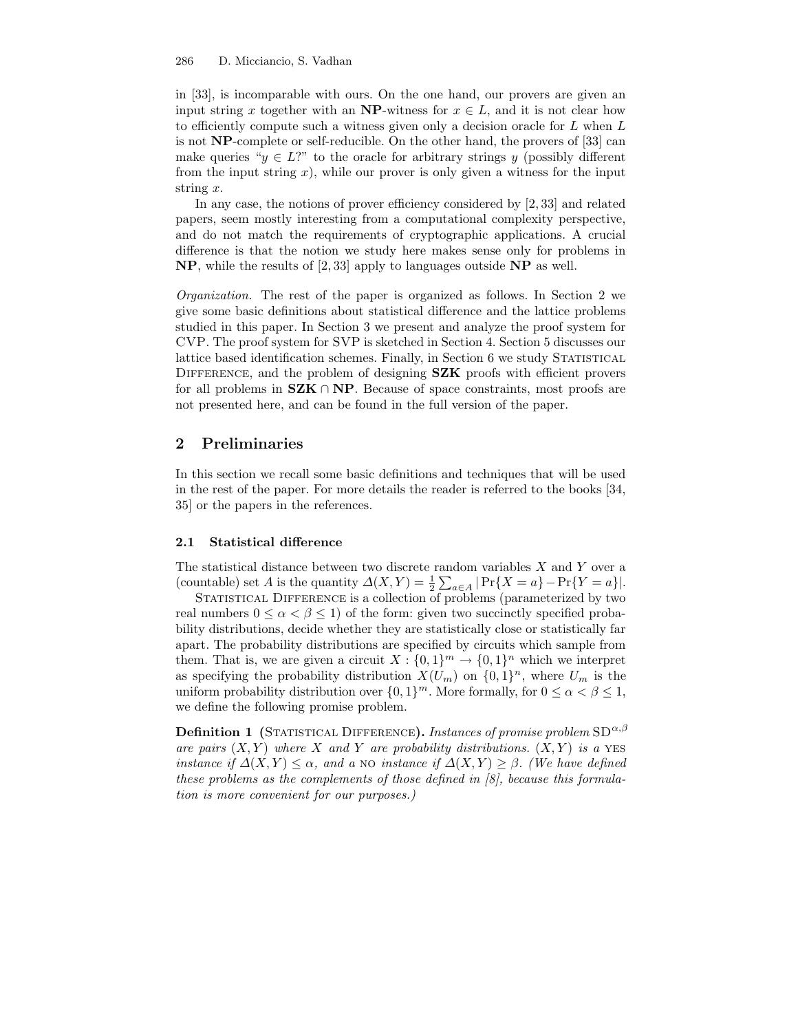in [33], is incomparable with ours. On the one hand, our provers are given an input string $x$ together with an **NP**-witness for $x \in L$, and it is not clear how to efficiently compute such a witness given only a decision oracle for $L$ when $L$ is not **NP**-complete or self-reducible. On the other hand, the provers of [33] can make queries "$y \in L$?" to the oracle for arbitrary strings $y$ (possibly different from the input string $x$), while our prover is only given a witness for the input string $x$.

In any case, the notions of prover efficiency considered by [2, 33] and related papers, seem mostly interesting from a computational complexity perspective, and do not match the requirements of cryptographic applications. A crucial difference is that the notion we study here makes sense only for problems in **NP**, while the results of [2, 33] apply to languages outside **NP** as well.

*Organization.* The rest of the paper is organized as follows. In Section 2 we give some basic definitions about statistical difference and the lattice problems studied in this paper. In Section 3 we present and analyze the proof system for CVP. The proof system for SVP is sketched in Section 4. Section 5 discusses our lattice based identification schemes. Finally, in Section 6 we study Statistical Difference, and the problem of designing **SZK** proofs with efficient provers for all problems in **SZK** $\cap$ **NP**. Because of space constraints, most proofs are not presented here, and can be found in the full version of the paper.

## 2 Preliminaries

In this section we recall some basic definitions and techniques that will be used in the rest of the paper. For more details the reader is referred to the books [34, 35] or the papers in the references.

### 2.1 Statistical difference

The statistical distance between two discrete random variables $X$ and $Y$ over a (countable) set $A$ is the quantity $\Delta(X, Y) = \frac{1}{2}\sum_{a \in A} |\Pr\{X = a\} - \Pr\{Y = a\}|$.

Statistical Difference is a collection of problems (parameterized by two real numbers $0 \leq \alpha < \beta \leq 1$) of the form: given two succinctly specified probability distributions, decide whether they are statistically close or statistically far apart. The probability distributions are specified by circuits which sample from them. That is, we are given a circuit $X : \{0,1\}^m \to \{0,1\}^n$ which we interpret as specifying the probability distribution $X(U_m)$ on $\{0,1\}^n$, where $U_m$ is the uniform probability distribution over $\{0,1\}^m$. More formally, for $0 \leq \alpha < \beta \leq 1$, we define the following promise problem.

**Definition 1** **(**Statistical Difference**).** *Instances of promise problem* $\mathrm{SD}^{\alpha,\beta}$ *are pairs* $(X, Y)$ *where* $X$ *and* $Y$ *are probability distributions.* $(X, Y)$ *is a* yes *instance if* $\Delta(X, Y) \leq \alpha$*, and a* no *instance if* $\Delta(X, Y) \geq \beta$*. (We have defined these problems as the complements of those defined in [8], because this formulation is more convenient for our purposes.)*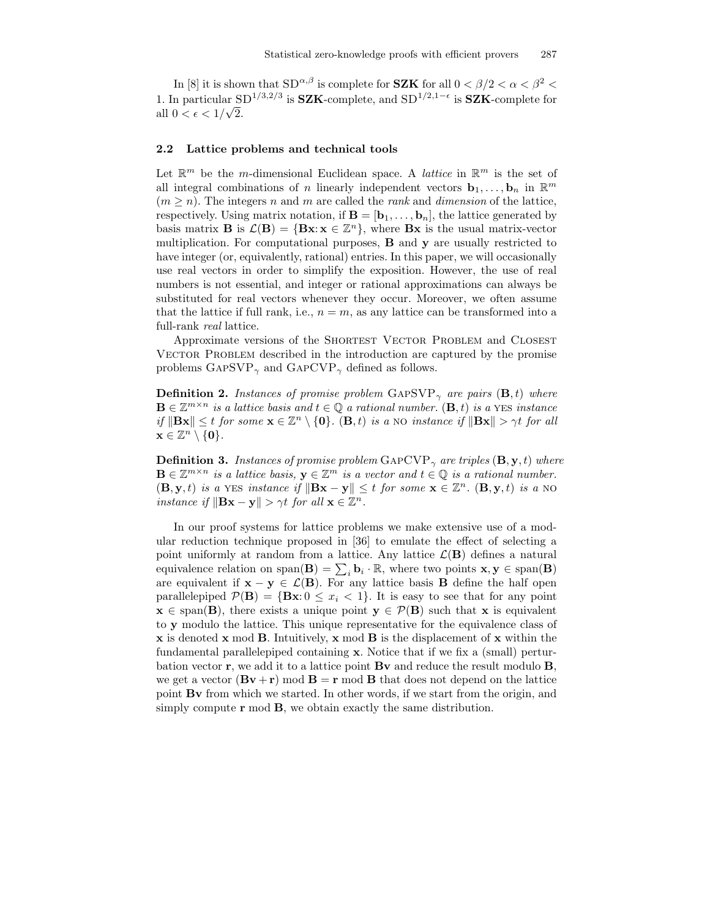In [8] it is shown that $\mathrm{SD}^{\alpha,\beta}$ is complete for **SZK** for all $0 < \beta/2 < \alpha < \beta^2 < 1$. In particular $\mathrm{SD}^{1/3,2/3}$ is **SZK**-complete, and $\mathrm{SD}^{1/2,1-\epsilon}$ is **SZK**-complete for all $0 < \epsilon < 1/\sqrt{2}$.

### 2.2 Lattice problems and technical tools

Let $\mathbb{R}^m$ be the $m$-dimensional Euclidean space. A *lattice* in $\mathbb{R}^m$ is the set of all integral combinations of $n$ linearly independent vectors $\mathbf{b}_1, \ldots, \mathbf{b}_n$ in $\mathbb{R}^m$ ($m \geq n$). The integers $n$ and $m$ are called the *rank* and *dimension* of the lattice, respectively. Using matrix notation, if $\mathbf{B} = [\mathbf{b}_1, \ldots, \mathbf{b}_n]$, the lattice generated by basis matrix $\mathbf{B}$ is $\mathcal{L}(\mathbf{B}) = \{\mathbf{B}\mathbf{x} : \mathbf{x} \in \mathbb{Z}^n\}$, where $\mathbf{B}\mathbf{x}$ is the usual matrix-vector multiplication. For computational purposes, $\mathbf{B}$ and $\mathbf{y}$ are usually restricted to have integer (or, equivalently, rational) entries. In this paper, we will occasionally use real vectors in order to simplify the exposition. However, the use of real numbers is not essential, and integer or rational approximations can always be substituted for real vectors whenever they occur. Moreover, we often assume that the lattice if full rank, i.e., $n = m$, as any lattice can be transformed into a full-rank *real* lattice.

Approximate versions of the Shortest Vector Problem and Closest Vector Problem described in the introduction are captured by the promise problems $\text{GapSVP}_\gamma$ and $\text{GapCVP}_\gamma$ defined as follows.

**Definition 2.** *Instances of promise problem* $\text{GapSVP}_\gamma$ *are pairs* $(\mathbf{B}, t)$ *where* $\mathbf{B} \in \mathbb{Z}^{m \times n}$ *is a lattice basis and* $t \in \mathbb{Q}$ *a rational number.* $(\mathbf{B}, t)$ *is a* YES *instance if* $\|\mathbf{B}\mathbf{x}\| \leq t$ *for some* $\mathbf{x} \in \mathbb{Z}^n \setminus \{\mathbf{0}\}$. $(\mathbf{B}, t)$ *is a* NO *instance if* $\|\mathbf{B}\mathbf{x}\| > \gamma t$ *for all* $\mathbf{x} \in \mathbb{Z}^n \setminus \{\mathbf{0}\}$.

**Definition 3.** *Instances of promise problem* $\text{GapCVP}_\gamma$ *are triples* $(\mathbf{B}, \mathbf{y}, t)$ *where* $\mathbf{B} \in \mathbb{Z}^{m \times n}$ *is a lattice basis,* $\mathbf{y} \in \mathbb{Z}^m$ *is a vector and* $t \in \mathbb{Q}$ *is a rational number.* $(\mathbf{B}, \mathbf{y}, t)$ *is a* YES *instance if* $\|\mathbf{B}\mathbf{x} - \mathbf{y}\| \leq t$ *for some* $\mathbf{x} \in \mathbb{Z}^n$. $(\mathbf{B}, \mathbf{y}, t)$ *is a* NO *instance if* $\|\mathbf{B}\mathbf{x} - \mathbf{y}\| > \gamma t$ *for all* $\mathbf{x} \in \mathbb{Z}^n$.

In our proof systems for lattice problems we make extensive use of a modular reduction technique proposed in [36] to emulate the effect of selecting a point uniformly at random from a lattice. Any lattice $\mathcal{L}(\mathbf{B})$ defines a natural equivalence relation on $\text{span}(\mathbf{B}) = \sum_i \mathbf{b}_i \cdot \mathbb{R}$, where two points $\mathbf{x}, \mathbf{y} \in \text{span}(\mathbf{B})$ are equivalent if $\mathbf{x} - \mathbf{y} \in \mathcal{L}(\mathbf{B})$. For any lattice basis $\mathbf{B}$ define the half open parallelepiped $\mathcal{P}(\mathbf{B}) = \{\mathbf{B}\mathbf{x} : 0 \leq x_i < 1\}$. It is easy to see that for any point $\mathbf{x} \in \text{span}(\mathbf{B})$, there exists a unique point $\mathbf{y} \in \mathcal{P}(\mathbf{B})$ such that $\mathbf{x}$ is equivalent to $\mathbf{y}$ modulo the lattice. This unique representative for the equivalence class of $\mathbf{x}$ is denoted $\mathbf{x} \bmod \mathbf{B}$. Intuitively, $\mathbf{x} \bmod \mathbf{B}$ is the displacement of $\mathbf{x}$ within the fundamental parallelepiped containing $\mathbf{x}$. Notice that if we fix a (small) perturbation vector $\mathbf{r}$, we add it to a lattice point $\mathbf{B}\mathbf{v}$ and reduce the result modulo $\mathbf{B}$, we get a vector $(\mathbf{B}\mathbf{v} + \mathbf{r}) \bmod \mathbf{B} = \mathbf{r} \bmod \mathbf{B}$ that does not depend on the lattice point $\mathbf{B}\mathbf{v}$ from which we started. In other words, if we start from the origin, and simply compute $\mathbf{r} \bmod \mathbf{B}$, we obtain exactly the same distribution.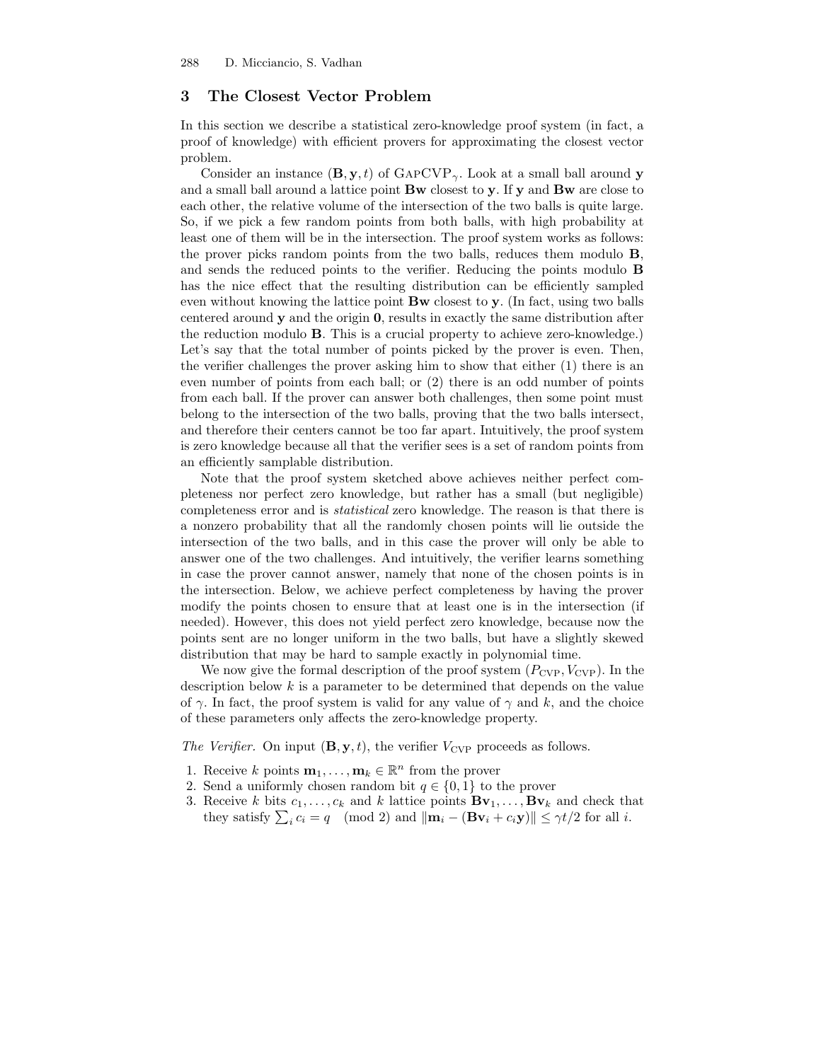## 3 The Closest Vector Problem

In this section we describe a statistical zero-knowledge proof system (in fact, a proof of knowledge) with efficient provers for approximating the closest vector problem.

Consider an instance $(\mathbf{B}, \mathbf{y}, t)$ of GapCVP$_\gamma$. Look at a small ball around $\mathbf{y}$ and a small ball around a lattice point $\mathbf{Bw}$ closest to $\mathbf{y}$. If $\mathbf{y}$ and $\mathbf{Bw}$ are close to each other, the relative volume of the intersection of the two balls is quite large. So, if we pick a few random points from both balls, with high probability at least one of them will be in the intersection. The proof system works as follows: the prover picks random points from the two balls, reduces them modulo $\mathbf{B}$, and sends the reduced points to the verifier. Reducing the points modulo $\mathbf{B}$ has the nice effect that the resulting distribution can be efficiently sampled even without knowing the lattice point $\mathbf{Bw}$ closest to $\mathbf{y}$. (In fact, using two balls centered around $\mathbf{y}$ and the origin $\mathbf{0}$, results in exactly the same distribution after the reduction modulo $\mathbf{B}$. This is a crucial property to achieve zero-knowledge.) Let's say that the total number of points picked by the prover is even. Then, the verifier challenges the prover asking him to show that either (1) there is an even number of points from each ball; or (2) there is an odd number of points from each ball. If the prover can answer both challenges, then some point must belong to the intersection of the two balls, proving that the two balls intersect, and therefore their centers cannot be too far apart. Intuitively, the proof system is zero knowledge because all that the verifier sees is a set of random points from an efficiently samplable distribution.

Note that the proof system sketched above achieves neither perfect completeness nor perfect zero knowledge, but rather has a small (but negligible) completeness error and is *statistical* zero knowledge. The reason is that there is a nonzero probability that all the randomly chosen points will lie outside the intersection of the two balls, and in this case the prover will only be able to answer one of the two challenges. And intuitively, the verifier learns something in case the prover cannot answer, namely that none of the chosen points is in the intersection. Below, we achieve perfect completeness by having the prover modify the points chosen to ensure that at least one is in the intersection (if needed). However, this does not yield perfect zero knowledge, because now the points sent are no longer uniform in the two balls, but have a slightly skewed distribution that may be hard to sample exactly in polynomial time.

We now give the formal description of the proof system $(P_{\text{CVP}}, V_{\text{CVP}})$. In the description below $k$ is a parameter to be determined that depends on the value of $\gamma$. In fact, the proof system is valid for any value of $\gamma$ and $k$, and the choice of these parameters only affects the zero-knowledge property.

*The Verifier.* On input $(\mathbf{B}, \mathbf{y}, t)$, the verifier $V_{\text{CVP}}$ proceeds as follows.

1. Receive $k$ points $\mathbf{m}_1, \ldots, \mathbf{m}_k \in \mathbb{R}^n$ from the prover
2. Send a uniformly chosen random bit $q \in \{0, 1\}$ to the prover
3. Receive $k$ bits $c_1, \ldots, c_k$ and $k$ lattice points $\mathbf{Bv}_1, \ldots, \mathbf{Bv}_k$ and check that they satisfy $\sum_i c_i = q \pmod 2$ and $\|\mathbf{m}_i - (\mathbf{Bv}_i + c_i\mathbf{y})\| \leq \gamma t/2$ for all $i$.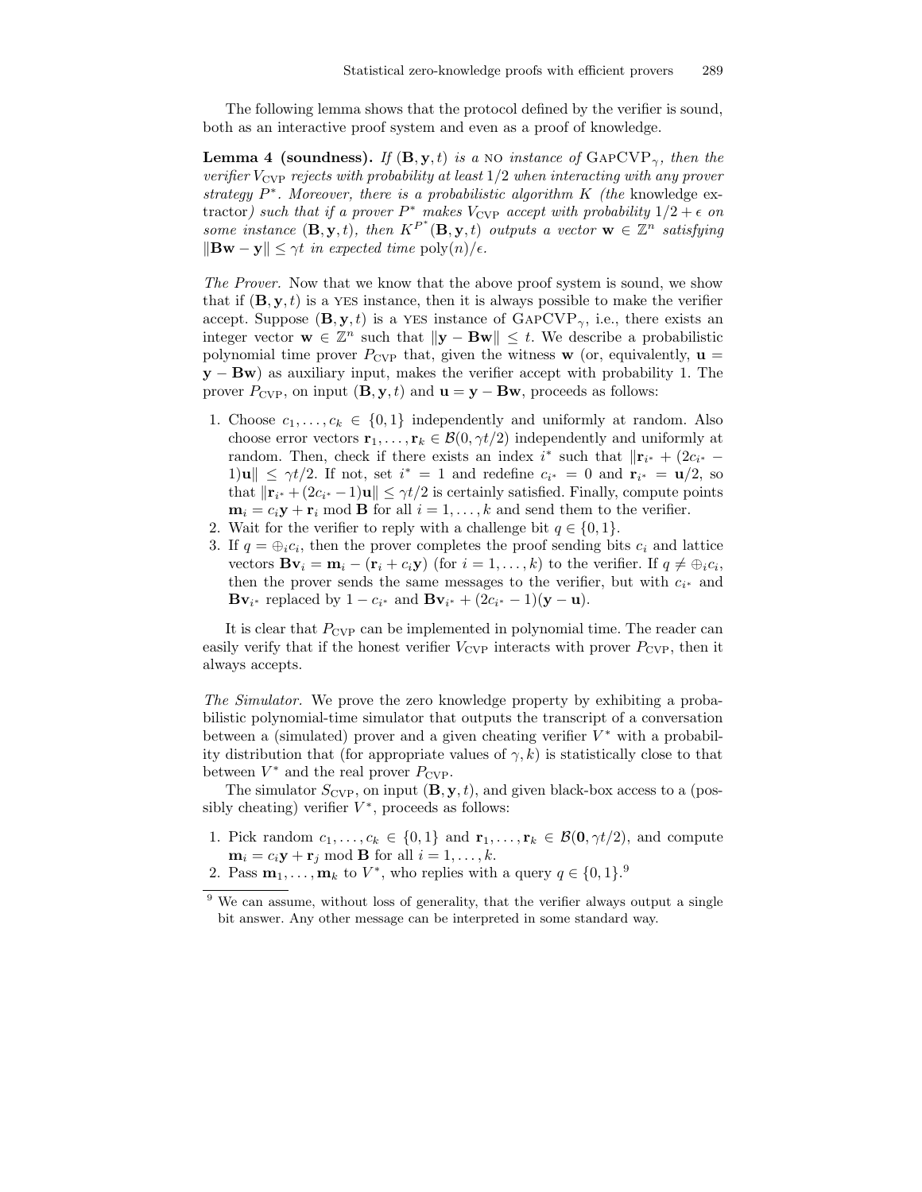The following lemma shows that the protocol defined by the verifier is sound, both as an interactive proof system and even as a proof of knowledge.

**Lemma 4 (soundness).** *If* $(\mathbf{B}, \mathbf{y}, t)$ *is a* NO *instance of* GAPCVP$_\gamma$*, then the verifier* $V_{\mathrm{CVP}}$ *rejects with probability at least* $1/2$ *when interacting with any prover strategy* $P^*$*. Moreover, there is a probabilistic algorithm* $K$ *(the* knowledge extractor*) such that if a prover* $P^*$ *makes* $V_{\mathrm{CVP}}$ *accept with probability* $1/2 + \epsilon$ *on some instance* $(\mathbf{B}, \mathbf{y}, t)$*, then* $K^{P^*}(\mathbf{B}, \mathbf{y}, t)$ *outputs a vector* $\mathbf{w} \in \mathbb{Z}^n$ *satisfying* $\|\mathbf{Bw} - \mathbf{y}\| \leq \gamma t$ *in expected time* $\mathrm{poly}(n)/\epsilon$*.*

*The Prover.* Now that we know that the above proof system is sound, we show that if $(\mathbf{B}, \mathbf{y}, t)$ is a YES instance, then it is always possible to make the verifier accept. Suppose $(\mathbf{B}, \mathbf{y}, t)$ is a YES instance of GAPCVP$_\gamma$, i.e., there exists an integer vector $\mathbf{w} \in \mathbb{Z}^n$ such that $\|\mathbf{y} - \mathbf{Bw}\| \leq t$. We describe a probabilistic polynomial time prover $P_{\mathrm{CVP}}$ that, given the witness $\mathbf{w}$ (or, equivalently, $\mathbf{u} = \mathbf{y} - \mathbf{Bw}$) as auxiliary input, makes the verifier accept with probability 1. The prover $P_{\mathrm{CVP}}$, on input $(\mathbf{B}, \mathbf{y}, t)$ and $\mathbf{u} = \mathbf{y} - \mathbf{Bw}$, proceeds as follows:

1. Choose $c_1, \ldots, c_k \in \{0, 1\}$ independently and uniformly at random. Also choose error vectors $\mathbf{r}_1, \ldots, \mathbf{r}_k \in \mathcal{B}(0, \gamma t/2)$ independently and uniformly at random. Then, check if there exists an index $i^*$ such that $\|\mathbf{r}_{i^*} + (2c_{i^*} - 1)\mathbf{u}\| \leq \gamma t/2$. If not, set $i^* = 1$ and redefine $c_{i^*} = 0$ and $\mathbf{r}_{i^*} = \mathbf{u}/2$, so that $\|\mathbf{r}_{i^*} + (2c_{i^*} - 1)\mathbf{u}\| \leq \gamma t/2$ is certainly satisfied. Finally, compute points $\mathbf{m}_i = c_i\mathbf{y} + \mathbf{r}_i \bmod \mathbf{B}$ for all $i = 1, \ldots, k$ and send them to the verifier.
2. Wait for the verifier to reply with a challenge bit $q \in \{0, 1\}$.
3. If $q = \oplus_i c_i$, then the prover completes the proof sending bits $c_i$ and lattice vectors $\mathbf{Bv}_i = \mathbf{m}_i - (\mathbf{r}_i + c_i\mathbf{y})$ (for $i = 1, \ldots, k$) to the verifier. If $q \neq \oplus_i c_i$, then the prover sends the same messages to the verifier, but with $c_{i^*}$ and $\mathbf{Bv}_{i^*}$ replaced by $1 - c_{i^*}$ and $\mathbf{Bv}_{i^*} + (2c_{i^*} - 1)(\mathbf{y} - \mathbf{u})$.

It is clear that $P_{\mathrm{CVP}}$ can be implemented in polynomial time. The reader can easily verify that if the honest verifier $V_{\mathrm{CVP}}$ interacts with prover $P_{\mathrm{CVP}}$, then it always accepts.

*The Simulator.* We prove the zero knowledge property by exhibiting a probabilistic polynomial-time simulator that outputs the transcript of a conversation between a (simulated) prover and a given cheating verifier $V^*$ with a probability distribution that (for appropriate values of $\gamma, k$) is statistically close to that between $V^*$ and the real prover $P_{\mathrm{CVP}}$.

The simulator $S_{\mathrm{CVP}}$, on input $(\mathbf{B}, \mathbf{y}, t)$, and given black-box access to a (possibly cheating) verifier $V^*$, proceeds as follows:

1. Pick random $c_1, \ldots, c_k \in \{0, 1\}$ and $\mathbf{r}_1, \ldots, \mathbf{r}_k \in \mathcal{B}(\mathbf{0}, \gamma t/2)$, and compute $\mathbf{m}_i = c_i\mathbf{y} + \mathbf{r}_j \bmod \mathbf{B}$ for all $i = 1, \ldots, k$.
2. Pass $\mathbf{m}_1, \ldots, \mathbf{m}_k$ to $V^*$, who replies with a query $q \in \{0, 1\}$.[9]

[9] We can assume, without loss of generality, that the verifier always output a single bit answer. Any other message can be interpreted in some standard way.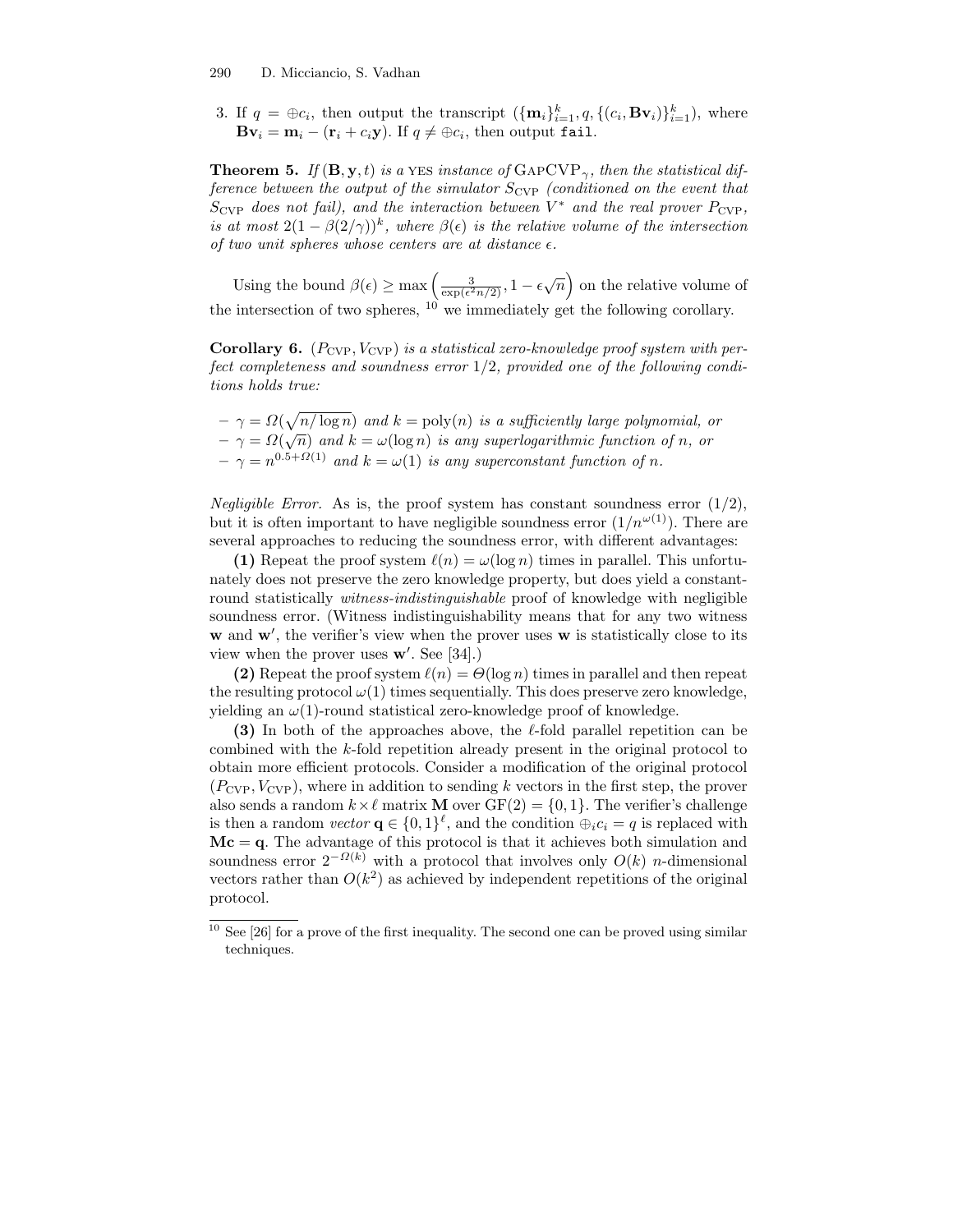3. If $q = \oplus c_i$, then output the transcript $(\{\mathbf{m}_i\}_{i=1}^k, q, \{(c_i, \mathbf{B}\mathbf{v}_i)\}_{i=1}^k)$, where $\mathbf{B}\mathbf{v}_i = \mathbf{m}_i - (\mathbf{r}_i + c_i\mathbf{y})$. If $q \neq \oplus c_i$, then output `fail`.

**Theorem 5.** *If $(\mathbf{B}, \mathbf{y}, t)$ is a* YES *instance of* $\text{GAPCVP}_\gamma$*, then the statistical difference between the output of the simulator $S_{\text{CVP}}$ (conditioned on the event that $S_{\text{CVP}}$ does not fail), and the interaction between $V^*$ and the real prover $P_{\text{CVP}}$, is at most $2(1 - \beta(2/\gamma))^k$, where $\beta(\epsilon)$ is the relative volume of the intersection of two unit spheres whose centers are at distance $\epsilon$.*

Using the bound $\beta(\epsilon) \geq \max\left(\frac{3}{\exp(\epsilon^2 n/2)}, 1 - \epsilon\sqrt{n}\right)$ on the relative volume of the intersection of two spheres, [10] we immediately get the following corollary.

**Corollary 6.** *$(P_{\text{CVP}}, V_{\text{CVP}})$ is a statistical zero-knowledge proof system with perfect completeness and soundness error $1/2$, provided one of the following conditions holds true:*

- *$\gamma = \Omega(\sqrt{n/\log n})$ and $k = \text{poly}(n)$ is a sufficiently large polynomial, or*
- *$\gamma = \Omega(\sqrt{n})$ and $k = \omega(\log n)$ is any superlogarithmic function of $n$, or*
- *$\gamma = n^{0.5+\Omega(1)}$ and $k = \omega(1)$ is any superconstant function of $n$.*

*Negligible Error.* As is, the proof system has constant soundness error $(1/2)$, but it is often important to have negligible soundness error $(1/n^{\omega(1)})$. There are several approaches to reducing the soundness error, with different advantages:

**(1)** Repeat the proof system $\ell(n) = \omega(\log n)$ times in parallel. This unfortunately does not preserve the zero knowledge property, but does yield a constant-round statistically *witness-indistinguishable* proof of knowledge with negligible soundness error. (Witness indistinguishability means that for any two witness $\mathbf{w}$ and $\mathbf{w}'$, the verifier's view when the prover uses $\mathbf{w}$ is statistically close to its view when the prover uses $\mathbf{w}'$. See [34].)

**(2)** Repeat the proof system $\ell(n) = \Theta(\log n)$ times in parallel and then repeat the resulting protocol $\omega(1)$ times sequentially. This does preserve zero knowledge, yielding an $\omega(1)$-round statistical zero-knowledge proof of knowledge.

**(3)** In both of the approaches above, the $\ell$-fold parallel repetition can be combined with the $k$-fold repetition already present in the original protocol to obtain more efficient protocols. Consider a modification of the original protocol $(P_{\text{CVP}}, V_{\text{CVP}})$, where in addition to sending $k$ vectors in the first step, the prover also sends a random $k \times \ell$ matrix $\mathbf{M}$ over $\text{GF}(2) = \{0, 1\}$. The verifier's challenge is then a random *vector* $\mathbf{q} \in \{0, 1\}^\ell$, and the condition $\oplus_i c_i = q$ is replaced with $\mathbf{M}\mathbf{c} = \mathbf{q}$. The advantage of this protocol is that it achieves both simulation and soundness error $2^{-\Omega(k)}$ with a protocol that involves only $O(k)$ $n$-dimensional vectors rather than $O(k^2)$ as achieved by independent repetitions of the original protocol.

---

[10] See [26] for a prove of the first inequality. The second one can be proved using similar techniques.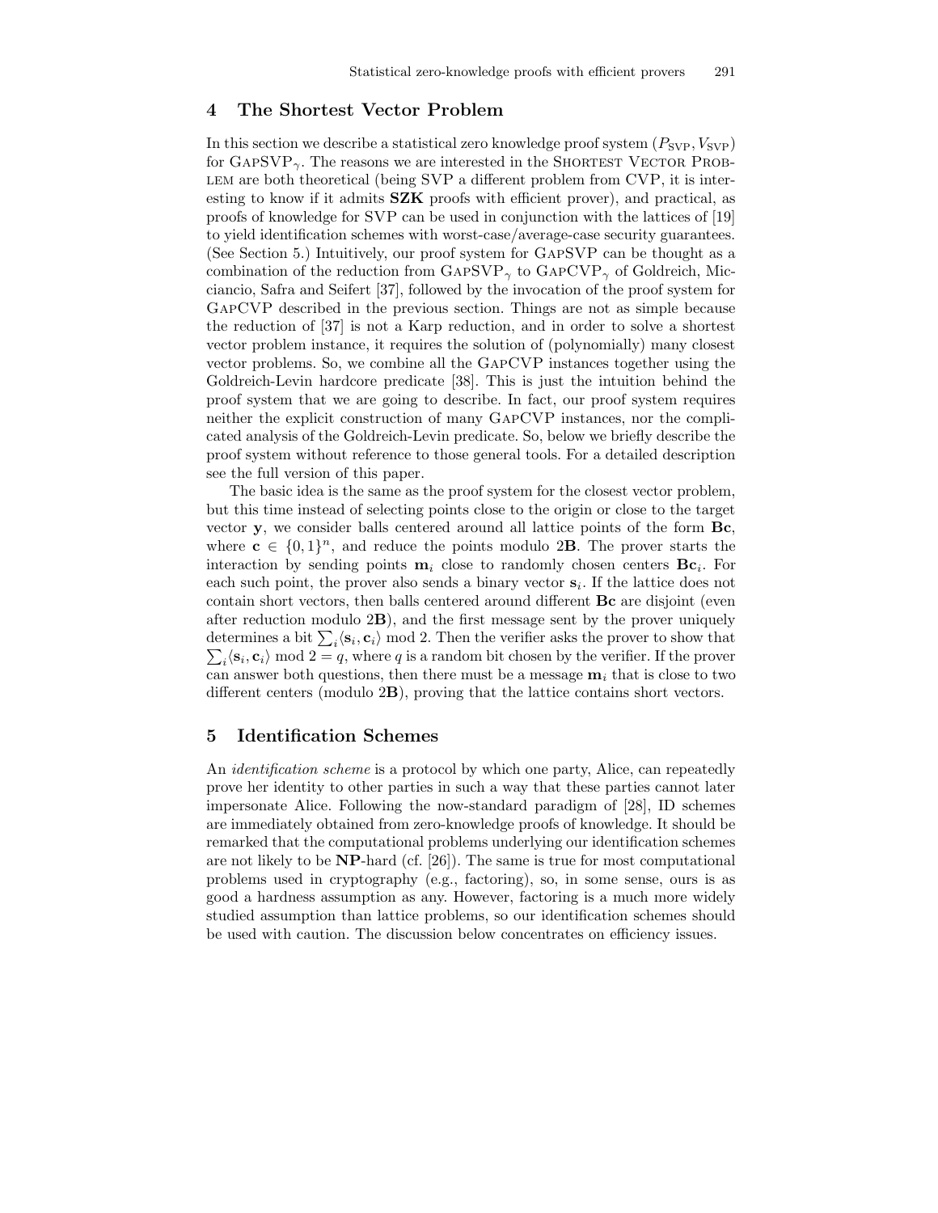## 4 The Shortest Vector Problem

In this section we describe a statistical zero knowledge proof system $(P_{\mathrm{SVP}}, V_{\mathrm{SVP}})$ for GapSVP$_\gamma$. The reasons we are interested in the Shortest Vector Problem are both theoretical (being SVP a different problem from CVP, it is interesting to know if it admits **SZK** proofs with efficient prover), and practical, as proofs of knowledge for SVP can be used in conjunction with the lattices of [19] to yield identification schemes with worst-case/average-case security guarantees. (See Section 5.) Intuitively, our proof system for GapSVP can be thought as a combination of the reduction from GapSVP$_\gamma$ to GapCVP$_\gamma$ of Goldreich, Micciancio, Safra and Seifert [37], followed by the invocation of the proof system for GapCVP described in the previous section. Things are not as simple because the reduction of [37] is not a Karp reduction, and in order to solve a shortest vector problem instance, it requires the solution of (polynomially) many closest vector problems. So, we combine all the GapCVP instances together using the Goldreich-Levin hardcore predicate [38]. This is just the intuition behind the proof system that we are going to describe. In fact, our proof system requires neither the explicit construction of many GapCVP instances, nor the complicated analysis of the Goldreich-Levin predicate. So, below we briefly describe the proof system without reference to those general tools. For a detailed description see the full version of this paper.

The basic idea is the same as the proof system for the closest vector problem, but this time instead of selecting points close to the origin or close to the target vector $\mathbf{y}$, we consider balls centered around all lattice points of the form $\mathbf{Bc}$, where $\mathbf{c} \in \{0,1\}^n$, and reduce the points modulo $2\mathbf{B}$. The prover starts the interaction by sending points $\mathbf{m}_i$ close to randomly chosen centers $\mathbf{Bc}_i$. For each such point, the prover also sends a binary vector $\mathbf{s}_i$. If the lattice does not contain short vectors, then balls centered around different $\mathbf{Bc}$ are disjoint (even after reduction modulo $2\mathbf{B}$), and the first message sent by the prover uniquely determines a bit $\sum_i \langle \mathbf{s}_i, \mathbf{c}_i \rangle \bmod 2$. Then the verifier asks the prover to show that $\sum_i \langle \mathbf{s}_i, \mathbf{c}_i \rangle \bmod 2 = q$, where $q$ is a random bit chosen by the verifier. If the prover can answer both questions, then there must be a message $\mathbf{m}_i$ that is close to two different centers (modulo $2\mathbf{B}$), proving that the lattice contains short vectors.

## 5 Identification Schemes

An *identification scheme* is a protocol by which one party, Alice, can repeatedly prove her identity to other parties in such a way that these parties cannot later impersonate Alice. Following the now-standard paradigm of [28], ID schemes are immediately obtained from zero-knowledge proofs of knowledge. It should be remarked that the computational problems underlying our identification schemes are not likely to be **NP**-hard (cf. [26]). The same is true for most computational problems used in cryptography (e.g., factoring), so, in some sense, ours is as good a hardness assumption as any. However, factoring is a much more widely studied assumption than lattice problems, so our identification schemes should be used with caution. The discussion below concentrates on efficiency issues.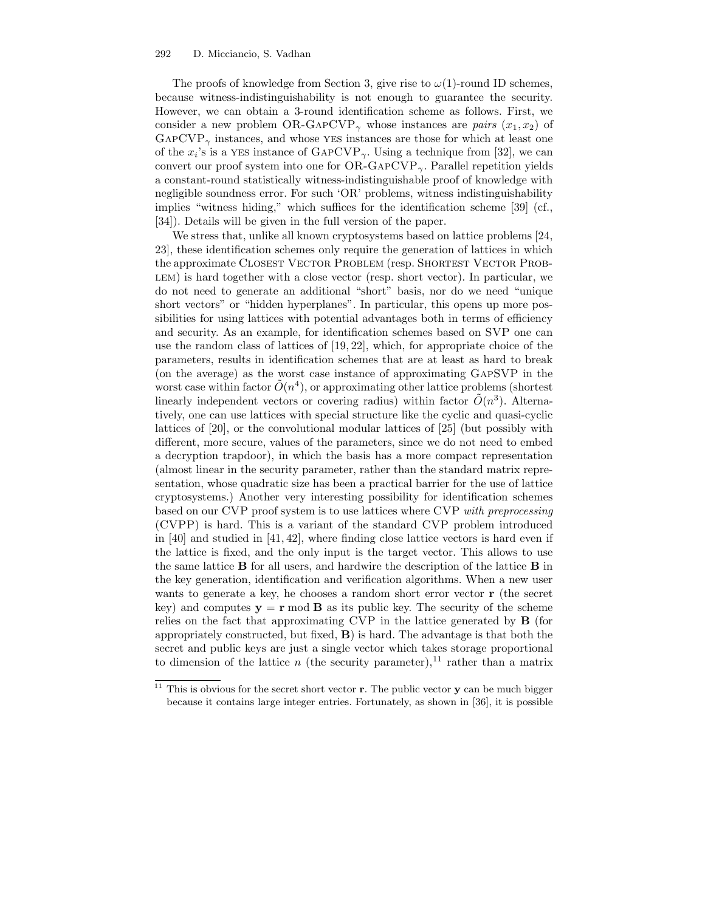The proofs of knowledge from Section 3, give rise to $\omega(1)$-round ID schemes, because witness-indistinguishability is not enough to guarantee the security. However, we can obtain a 3-round identification scheme as follows. First, we consider a new problem OR-GapCVP$_\gamma$ whose instances are *pairs* $(x_1, x_2)$ of GapCVP$_\gamma$ instances, and whose YES instances are those for which at least one of the $x_i$'s is a YES instance of GapCVP$_\gamma$. Using a technique from [32], we can convert our proof system into one for OR-GapCVP$_\gamma$. Parallel repetition yields a constant-round statistically witness-indistinguishable proof of knowledge with negligible soundness error. For such 'OR' problems, witness indistinguishability implies "witness hiding," which suffices for the identification scheme [39] (cf., [34]). Details will be given in the full version of the paper.

We stress that, unlike all known cryptosystems based on lattice problems [24, 23], these identification schemes only require the generation of lattices in which the approximate Closest Vector Problem (resp. Shortest Vector Problem) is hard together with a close vector (resp. short vector). In particular, we do not need to generate an additional "short" basis, nor do we need "unique short vectors" or "hidden hyperplanes". In particular, this opens up more possibilities for using lattices with potential advantages both in terms of efficiency and security. As an example, for identification schemes based on SVP one can use the random class of lattices of [19, 22], which, for appropriate choice of the parameters, results in identification schemes that are at least as hard to break (on the average) as the worst case instance of approximating GapSVP in the worst case within factor $\tilde{O}(n^4)$, or approximating other lattice problems (shortest linearly independent vectors or covering radius) within factor $\tilde{O}(n^3)$. Alternatively, one can use lattices with special structure like the cyclic and quasi-cyclic lattices of [20], or the convolutional modular lattices of [25] (but possibly with different, more secure, values of the parameters, since we do not need to embed a decryption trapdoor), in which the basis has a more compact representation (almost linear in the security parameter, rather than the standard matrix representation, whose quadratic size has been a practical barrier for the use of lattice cryptosystems.) Another very interesting possibility for identification schemes based on our CVP proof system is to use lattices where CVP *with preprocessing* (CVPP) is hard. This is a variant of the standard CVP problem introduced in [40] and studied in [41, 42], where finding close lattice vectors is hard even if the lattice is fixed, and the only input is the target vector. This allows to use the same lattice $\mathbf{B}$ for all users, and hardwire the description of the lattice $\mathbf{B}$ in the key generation, identification and verification algorithms. When a new user wants to generate a key, he chooses a random short error vector $\mathbf{r}$ (the secret key) and computes $\mathbf{y} = \mathbf{r} \bmod \mathbf{B}$ as its public key. The security of the scheme relies on the fact that approximating CVP in the lattice generated by $\mathbf{B}$ (for appropriately constructed, but fixed, $\mathbf{B}$) is hard. The advantage is that both the secret and public keys are just a single vector which takes storage proportional to dimension of the lattice $n$ (the security parameter),[11] rather than a matrix

[11] This is obvious for the secret short vector $\mathbf{r}$. The public vector $\mathbf{y}$ can be much bigger because it contains large integer entries. Fortunately, as shown in [36], it is possible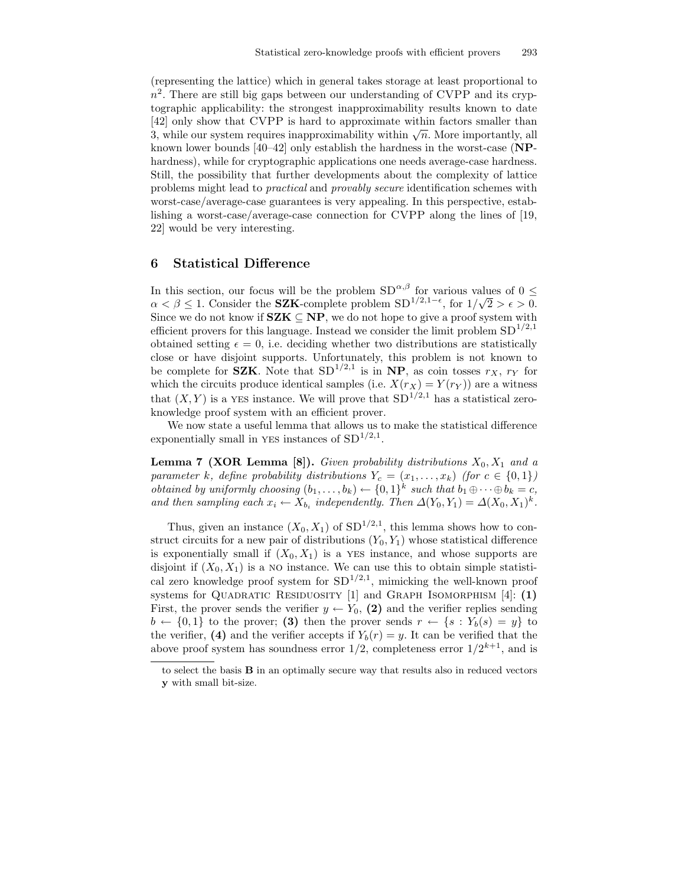(representing the lattice) which in general takes storage at least proportional to $n^2$. There are still big gaps between our understanding of CVPP and its cryptographic applicability: the strongest inapproximability results known to date [42] only show that CVPP is hard to approximate within factors smaller than 3, while our system requires inapproximability within $\sqrt{n}$. More importantly, all known lower bounds [40–42] only establish the hardness in the worst-case (**NP**-hardness), while for cryptographic applications one needs average-case hardness. Still, the possibility that further developments about the complexity of lattice problems might lead to *practical* and *provably secure* identification schemes with worst-case/average-case guarantees is very appealing. In this perspective, establishing a worst-case/average-case connection for CVPP along the lines of [19, 22] would be very interesting.

## 6 Statistical Difference

In this section, our focus will be the problem $\mathrm{SD}^{\alpha,\beta}$ for various values of $0 \leq \alpha < \beta \leq 1$. Consider the **SZK**-complete problem $\mathrm{SD}^{1/2,1-\epsilon}$, for $1/\sqrt{2} > \epsilon > 0$. Since we do not know if $\mathbf{SZK} \subseteq \mathbf{NP}$, we do not hope to give a proof system with efficient provers for this language. Instead we consider the limit problem $\mathrm{SD}^{1/2,1}$ obtained setting $\epsilon = 0$, i.e. deciding whether two distributions are statistically close or have disjoint supports. Unfortunately, this problem is not known to be complete for **SZK**. Note that $\mathrm{SD}^{1/2,1}$ is in **NP**, as coin tosses $r_X$, $r_Y$ for which the circuits produce identical samples (i.e. $X(r_X) = Y(r_Y)$) are a witness that $(X, Y)$ is a YES instance. We will prove that $\mathrm{SD}^{1/2,1}$ has a statistical zero-knowledge proof system with an efficient prover.

We now state a useful lemma that allows us to make the statistical difference exponentially small in YES instances of $\mathrm{SD}^{1/2,1}$.

**Lemma 7 (XOR Lemma [8]).** *Given probability distributions $X_0, X_1$ and a parameter $k$, define probability distributions $Y_c = (x_1, \ldots, x_k)$ (for $c \in \{0,1\}$) obtained by uniformly choosing $(b_1, \ldots, b_k) \leftarrow \{0,1\}^k$ such that $b_1 \oplus \cdots \oplus b_k = c$, and then sampling each $x_i \leftarrow X_{b_i}$ independently. Then $\Delta(Y_0, Y_1) = \Delta(X_0, X_1)^k$.*

Thus, given an instance $(X_0, X_1)$ of $\mathrm{SD}^{1/2,1}$, this lemma shows how to construct circuits for a new pair of distributions $(Y_0, Y_1)$ whose statistical difference is exponentially small if $(X_0, X_1)$ is a YES instance, and whose supports are disjoint if $(X_0, X_1)$ is a NO instance. We can use this to obtain simple statistical zero knowledge proof system for $\mathrm{SD}^{1/2,1}$, mimicking the well-known proof systems for QUADRATIC RESIDUOSITY [1] and GRAPH ISOMORPHISM [4]: **(1)** First, the prover sends the verifier $y \leftarrow Y_0$, **(2)** and the verifier replies sending $b \leftarrow \{0,1\}$ to the prover; **(3)** then the prover sends $r \leftarrow \{s : Y_b(s) = y\}$ to the verifier, **(4)** and the verifier accepts if $Y_b(r) = y$. It can be verified that the above proof system has soundness error $1/2$, completeness error $1/2^{k+1}$, and is

to select the basis $\mathbf{B}$ in an optimally secure way that results also in reduced vectors $\mathbf{y}$ with small bit-size.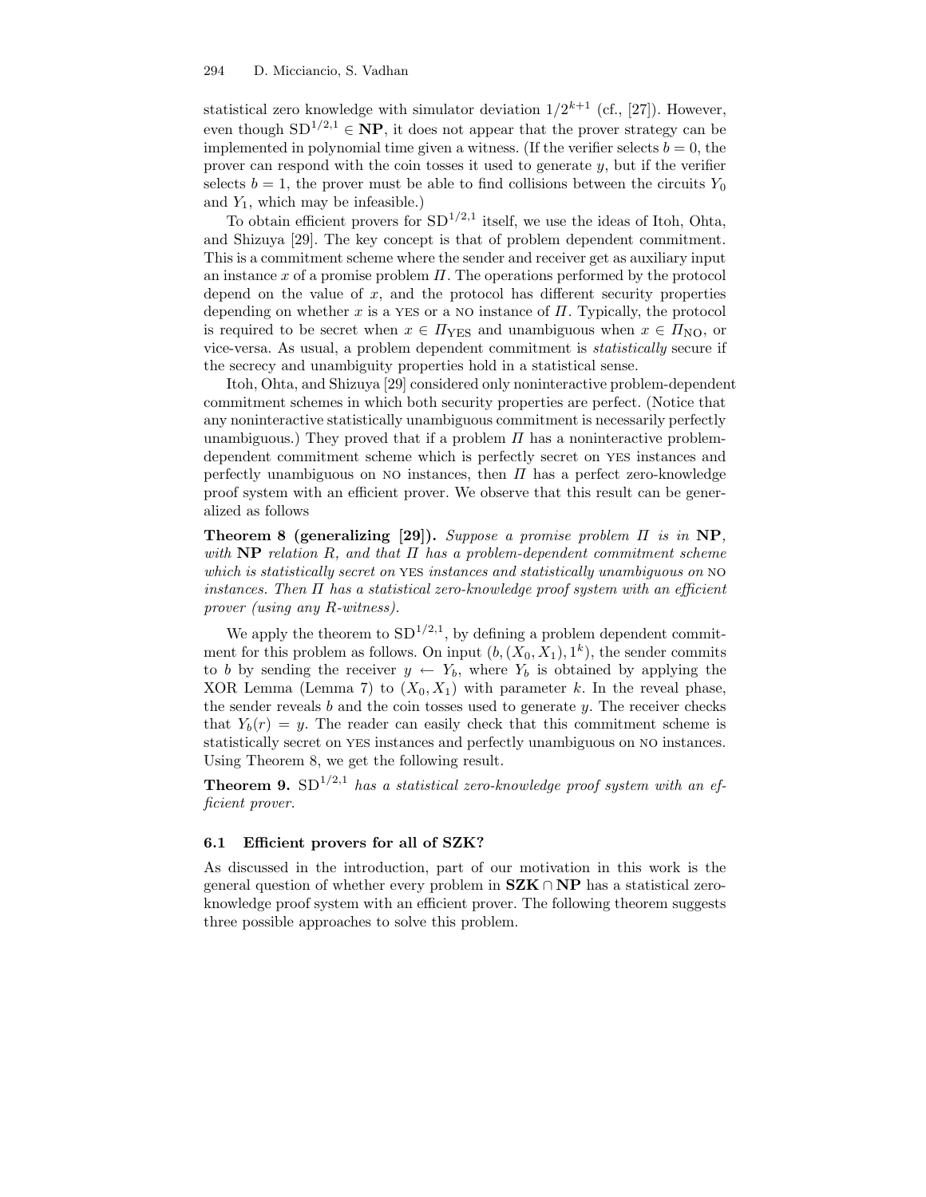statistical zero knowledge with simulator deviation $1/2^{k+1}$ (cf., [27]). However, even though $\mathrm{SD}^{1/2,1} \in \mathbf{NP}$, it does not appear that the prover strategy can be implemented in polynomial time given a witness. (If the verifier selects $b = 0$, the prover can respond with the coin tosses it used to generate $y$, but if the verifier selects $b = 1$, the prover must be able to find collisions between the circuits $Y_0$ and $Y_1$, which may be infeasible.)

To obtain efficient provers for $\mathrm{SD}^{1/2,1}$ itself, we use the ideas of Itoh, Ohta, and Shizuya [29]. The key concept is that of problem dependent commitment. This is a commitment scheme where the sender and receiver get as auxiliary input an instance $x$ of a promise problem $\Pi$. The operations performed by the protocol depend on the value of $x$, and the protocol has different security properties depending on whether $x$ is a YES or a NO instance of $\Pi$. Typically, the protocol is required to be secret when $x \in \Pi_{\mathrm{YES}}$ and unambiguous when $x \in \Pi_{\mathrm{NO}}$, or vice-versa. As usual, a problem dependent commitment is *statistically* secure if the secrecy and unambiguity properties hold in a statistical sense.

Itoh, Ohta, and Shizuya [29] considered only noninteractive problem-dependent commitment schemes in which both security properties are perfect. (Notice that any noninteractive statistically unambiguous commitment is necessarily perfectly unambiguous.) They proved that if a problem $\Pi$ has a noninteractive problem-dependent commitment scheme which is perfectly secret on YES instances and perfectly unambiguous on NO instances, then $\Pi$ has a perfect zero-knowledge proof system with an efficient prover. We observe that this result can be generalized as follows

**Theorem 8 (generalizing [29]).** *Suppose a promise problem $\Pi$ is in* $\mathbf{NP}$*, with* $\mathbf{NP}$ *relation $R$, and that $\Pi$ has a problem-dependent commitment scheme which is statistically secret on* YES *instances and statistically unambiguous on* NO *instances. Then $\Pi$ has a statistical zero-knowledge proof system with an efficient prover (using any $R$-witness).*

We apply the theorem to $\mathrm{SD}^{1/2,1}$, by defining a problem dependent commitment for this problem as follows. On input $(b, (X_0, X_1), 1^k)$, the sender commits to $b$ by sending the receiver $y \leftarrow Y_b$, where $Y_b$ is obtained by applying the XOR Lemma (Lemma 7) to $(X_0, X_1)$ with parameter $k$. In the reveal phase, the sender reveals $b$ and the coin tosses used to generate $y$. The receiver checks that $Y_b(r) = y$. The reader can easily check that this commitment scheme is statistically secret on YES instances and perfectly unambiguous on NO instances. Using Theorem 8, we get the following result.

**Theorem 9.** $\mathrm{SD}^{1/2,1}$ *has a statistical zero-knowledge proof system with an efficient prover.*

### 6.1 Efficient provers for all of SZK?

As discussed in the introduction, part of our motivation in this work is the general question of whether every problem in $\mathbf{SZK} \cap \mathbf{NP}$ has a statistical zero-knowledge proof system with an efficient prover. The following theorem suggests three possible approaches to solve this problem.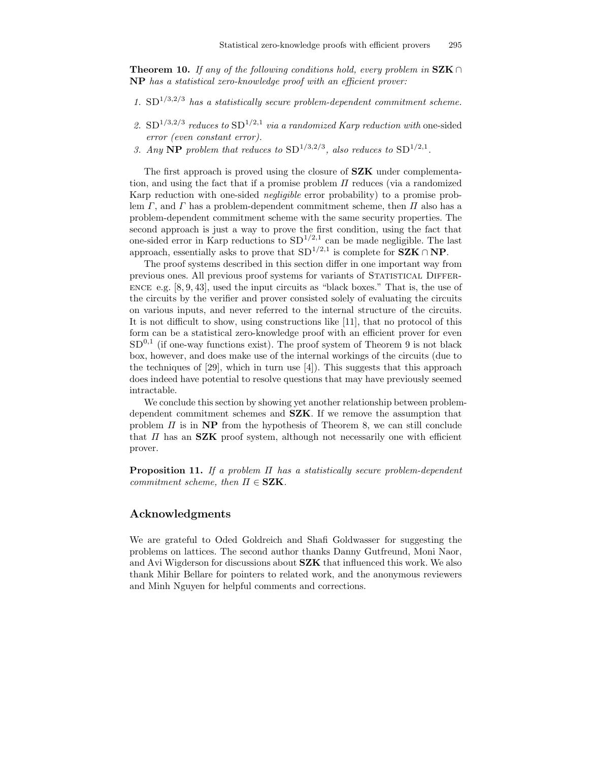**Theorem 10.** *If any of the following conditions hold, every problem in* **SZK** $\cap$ **NP** *has a statistical zero-knowledge proof with an efficient prover:*

1. $\mathrm{SD}^{1/3,2/3}$ *has a statistically secure problem-dependent commitment scheme.*
2. $\mathrm{SD}^{1/3,2/3}$ *reduces to* $\mathrm{SD}^{1/2,1}$ *via a randomized Karp reduction with* one-sided *error (even constant error).*
3. *Any* **NP** *problem that reduces to* $\mathrm{SD}^{1/3,2/3}$*, also reduces to* $\mathrm{SD}^{1/2,1}$.

The first approach is proved using the closure of **SZK** under complementation, and using the fact that if a promise problem $\Pi$ reduces (via a randomized Karp reduction with one-sided *negligible* error probability) to a promise problem $\Gamma$, and $\Gamma$ has a problem-dependent commitment scheme, then $\Pi$ also has a problem-dependent commitment scheme with the same security properties. The second approach is just a way to prove the first condition, using the fact that one-sided error in Karp reductions to $\mathrm{SD}^{1/2,1}$ can be made negligible. The last approach, essentially asks to prove that $\mathrm{SD}^{1/2,1}$ is complete for **SZK** $\cap$ **NP**.

The proof systems described in this section differ in one important way from previous ones. All previous proof systems for variants of Statistical Difference e.g. [8, 9, 43], used the input circuits as "black boxes." That is, the use of the circuits by the verifier and prover consisted solely of evaluating the circuits on various inputs, and never referred to the internal structure of the circuits. It is not difficult to show, using constructions like [11], that no protocol of this form can be a statistical zero-knowledge proof with an efficient prover for even $\mathrm{SD}^{0,1}$ (if one-way functions exist). The proof system of Theorem 9 is not black box, however, and does make use of the internal workings of the circuits (due to the techniques of [29], which in turn use [4]). This suggests that this approach does indeed have potential to resolve questions that may have previously seemed intractable.

We conclude this section by showing yet another relationship between problem-dependent commitment schemes and **SZK**. If we remove the assumption that problem $\Pi$ is in **NP** from the hypothesis of Theorem 8, we can still conclude that $\Pi$ has an **SZK** proof system, although not necessarily one with efficient prover.

**Proposition 11.** *If a problem* $\Pi$ *has a statistically secure problem-dependent commitment scheme, then* $\Pi \in$ **SZK**.

## Acknowledgments

We are grateful to Oded Goldreich and Shafi Goldwasser for suggesting the problems on lattices. The second author thanks Danny Gutfreund, Moni Naor, and Avi Wigderson for discussions about **SZK** that influenced this work. We also thank Mihir Bellare for pointers to related work, and the anonymous reviewers and Minh Nguyen for helpful comments and corrections.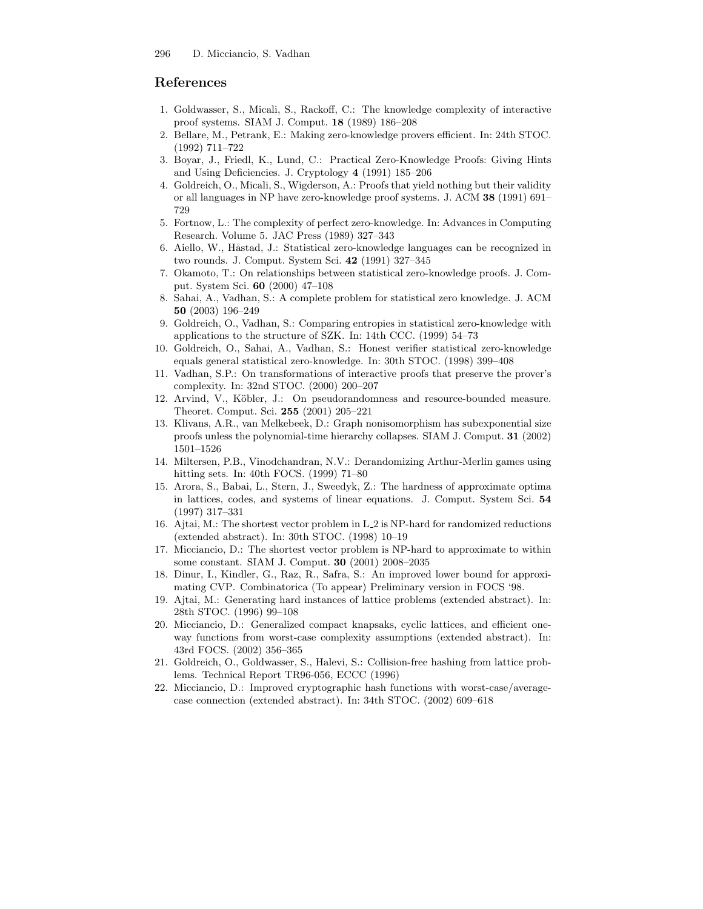## References

1. Goldwasser, S., Micali, S., Rackoff, C.: The knowledge complexity of interactive proof systems. SIAM J. Comput. **18** (1989) 186–208
2. Bellare, M., Petrank, E.: Making zero-knowledge provers efficient. In: 24th STOC. (1992) 711–722
3. Boyar, J., Friedl, K., Lund, C.: Practical Zero-Knowledge Proofs: Giving Hints and Using Deficiencies. J. Cryptology **4** (1991) 185–206
4. Goldreich, O., Micali, S., Wigderson, A.: Proofs that yield nothing but their validity or all languages in NP have zero-knowledge proof systems. J. ACM **38** (1991) 691–729
5. Fortnow, L.: The complexity of perfect zero-knowledge. In: Advances in Computing Research. Volume 5. JAC Press (1989) 327–343
6. Aiello, W., Håstad, J.: Statistical zero-knowledge languages can be recognized in two rounds. J. Comput. System Sci. **42** (1991) 327–345
7. Okamoto, T.: On relationships between statistical zero-knowledge proofs. J. Comput. System Sci. **60** (2000) 47–108
8. Sahai, A., Vadhan, S.: A complete problem for statistical zero knowledge. J. ACM **50** (2003) 196–249
9. Goldreich, O., Vadhan, S.: Comparing entropies in statistical zero-knowledge with applications to the structure of SZK. In: 14th CCC. (1999) 54–73
10. Goldreich, O., Sahai, A., Vadhan, S.: Honest verifier statistical zero-knowledge equals general statistical zero-knowledge. In: 30th STOC. (1998) 399–408
11. Vadhan, S.P.: On transformations of interactive proofs that preserve the prover's complexity. In: 32nd STOC. (2000) 200–207
12. Arvind, V., Köbler, J.: On pseudorandomness and resource-bounded measure. Theoret. Comput. Sci. **255** (2001) 205–221
13. Klivans, A.R., van Melkebeek, D.: Graph nonisomorphism has subexponential size proofs unless the polynomial-time hierarchy collapses. SIAM J. Comput. **31** (2002) 1501–1526
14. Miltersen, P.B., Vinodchandran, N.V.: Derandomizing Arthur-Merlin games using hitting sets. In: 40th FOCS. (1999) 71–80
15. Arora, S., Babai, L., Stern, J., Sweedyk, Z.: The hardness of approximate optima in lattices, codes, and systems of linear equations. J. Comput. System Sci. **54** (1997) 317–331
16. Ajtai, M.: The shortest vector problem in L_2 is NP-hard for randomized reductions (extended abstract). In: 30th STOC. (1998) 10–19
17. Micciancio, D.: The shortest vector problem is NP-hard to approximate to within some constant. SIAM J. Comput. **30** (2001) 2008–2035
18. Dinur, I., Kindler, G., Raz, R., Safra, S.: An improved lower bound for approximating CVP. Combinatorica (To appear) Preliminary version in FOCS '98.
19. Ajtai, M.: Generating hard instances of lattice problems (extended abstract). In: 28th STOC. (1996) 99–108
20. Micciancio, D.: Generalized compact knapsaks, cyclic lattices, and efficient one-way functions from worst-case complexity assumptions (extended abstract). In: 43rd FOCS. (2002) 356–365
21. Goldreich, O., Goldwasser, S., Halevi, S.: Collision-free hashing from lattice problems. Technical Report TR96-056, ECCC (1996)
22. Micciancio, D.: Improved cryptographic hash functions with worst-case/average-case connection (extended abstract). In: 34th STOC. (2002) 609–618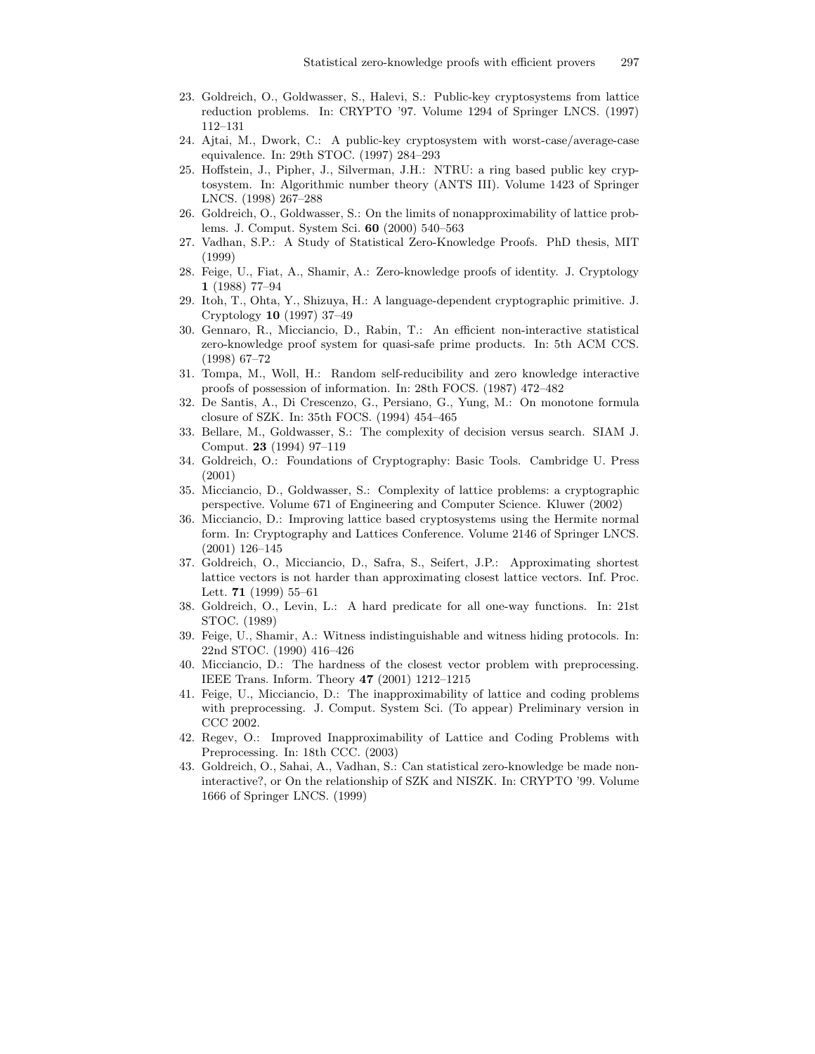23. Goldreich, O., Goldwasser, S., Halevi, S.: Public-key cryptosystems from lattice reduction problems. In: CRYPTO '97. Volume 1294 of Springer LNCS. (1997) 112–131
24. Ajtai, M., Dwork, C.: A public-key cryptosystem with worst-case/average-case equivalence. In: 29th STOC. (1997) 284–293
25. Hoffstein, J., Pipher, J., Silverman, J.H.: NTRU: a ring based public key cryptosystem. In: Algorithmic number theory (ANTS III). Volume 1423 of Springer LNCS. (1998) 267–288
26. Goldreich, O., Goldwasser, S.: On the limits of nonapproximability of lattice problems. J. Comput. System Sci. **60** (2000) 540–563
27. Vadhan, S.P.: A Study of Statistical Zero-Knowledge Proofs. PhD thesis, MIT (1999)
28. Feige, U., Fiat, A., Shamir, A.: Zero-knowledge proofs of identity. J. Cryptology **1** (1988) 77–94
29. Itoh, T., Ohta, Y., Shizuya, H.: A language-dependent cryptographic primitive. J. Cryptology **10** (1997) 37–49
30. Gennaro, R., Micciancio, D., Rabin, T.: An efficient non-interactive statistical zero-knowledge proof system for quasi-safe prime products. In: 5th ACM CCS. (1998) 67–72
31. Tompa, M., Woll, H.: Random self-reducibility and zero knowledge interactive proofs of possession of information. In: 28th FOCS. (1987) 472–482
32. De Santis, A., Di Crescenzo, G., Persiano, G., Yung, M.: On monotone formula closure of SZK. In: 35th FOCS. (1994) 454–465
33. Bellare, M., Goldwasser, S.: The complexity of decision versus search. SIAM J. Comput. **23** (1994) 97–119
34. Goldreich, O.: Foundations of Cryptography: Basic Tools. Cambridge U. Press (2001)
35. Micciancio, D., Goldwasser, S.: Complexity of lattice problems: a cryptographic perspective. Volume 671 of Engineering and Computer Science. Kluwer (2002)
36. Micciancio, D.: Improving lattice based cryptosystems using the Hermite normal form. In: Cryptography and Lattices Conference. Volume 2146 of Springer LNCS. (2001) 126–145
37. Goldreich, O., Micciancio, D., Safra, S., Seifert, J.P.: Approximating shortest lattice vectors is not harder than approximating closest lattice vectors. Inf. Proc. Lett. **71** (1999) 55–61
38. Goldreich, O., Levin, L.: A hard predicate for all one-way functions. In: 21st STOC. (1989)
39. Feige, U., Shamir, A.: Witness indistinguishable and witness hiding protocols. In: 22nd STOC. (1990) 416–426
40. Micciancio, D.: The hardness of the closest vector problem with preprocessing. IEEE Trans. Inform. Theory **47** (2001) 1212–1215
41. Feige, U., Micciancio, D.: The inapproximability of lattice and coding problems with preprocessing. J. Comput. System Sci. (To appear) Preliminary version in CCC 2002.
42. Regev, O.: Improved Inapproximability of Lattice and Coding Problems with Preprocessing. In: 18th CCC. (2003)
43. Goldreich, O., Sahai, A., Vadhan, S.: Can statistical zero-knowledge be made non-interactive?, or On the relationship of SZK and NISZK. In: CRYPTO '99. Volume 1666 of Springer LNCS. (1999)